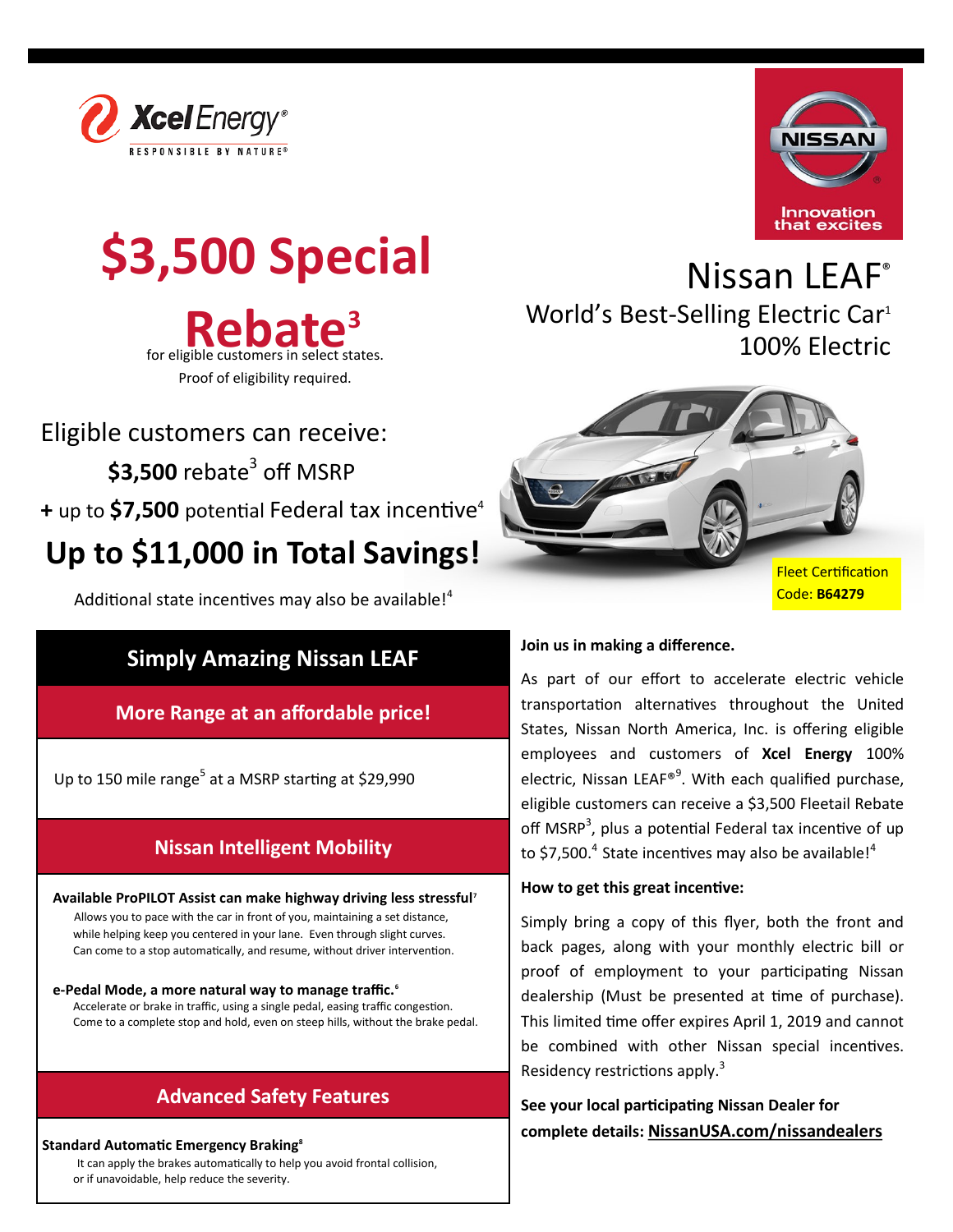Xcel Energy® RESPONSIBLE BY NATURE®

NISSAN Innovation that excites

# $3,500 Special Rebate[3]

for eligible customers in select states.

Proof of eligibility required.

# Nissan LEAF®

World's Best-Selling Electric Car[1]

100% Electric

Eligible customers can receive:

**$3,500** rebate[3] off MSRP

**+** up to **$7,500** potential Federal tax incentive[4]

## Up to $11,000 in Total Savings!

Additional state incentives may also be available![4]

Fleet Certification Code: **B64279**

## Simply Amazing Nissan LEAF

### More Range at an affordable price!

Up to 150 mile range[5] at a MSRP starting at $29,990

### Nissan Intelligent Mobility

**Available ProPILOT Assist can make highway driving less stressful[7]**

Allows you to pace with the car in front of you, maintaining a set distance, while helping keep you centered in your lane. Even through slight curves. Can come to a stop automatically, and resume, without driver intervention.

**e-Pedal Mode, a more natural way to manage traffic.[6]**

Accelerate or brake in traffic, using a single pedal, easing traffic congestion. Come to a complete stop and hold, even on steep hills, without the brake pedal.

### Advanced Safety Features

**Standard Automatic Emergency Braking[8]**

It can apply the brakes automatically to help you avoid frontal collision, or if unavoidable, help reduce the severity.

**Join us in making a difference.**

As part of our effort to accelerate electric vehicle transportation alternatives throughout the United States, Nissan North America, Inc. is offering eligible employees and customers of **Xcel Energy** 100% electric, Nissan LEAF®[9]. With each qualified purchase, eligible customers can receive a $3,500 Fleetail Rebate off MSRP[3], plus a potential Federal tax incentive of up to $7,500.[4] State incentives may also be available![4]

**How to get this great incentive:**

Simply bring a copy of this flyer, both the front and back pages, along with your monthly electric bill or proof of employment to your participating Nissan dealership (Must be presented at time of purchase). This limited time offer expires April 1, 2019 and cannot be combined with other Nissan special incentives. Residency restrictions apply.[3]

**See your local participating Nissan Dealer for complete details: NissanUSA.com/nissandealers**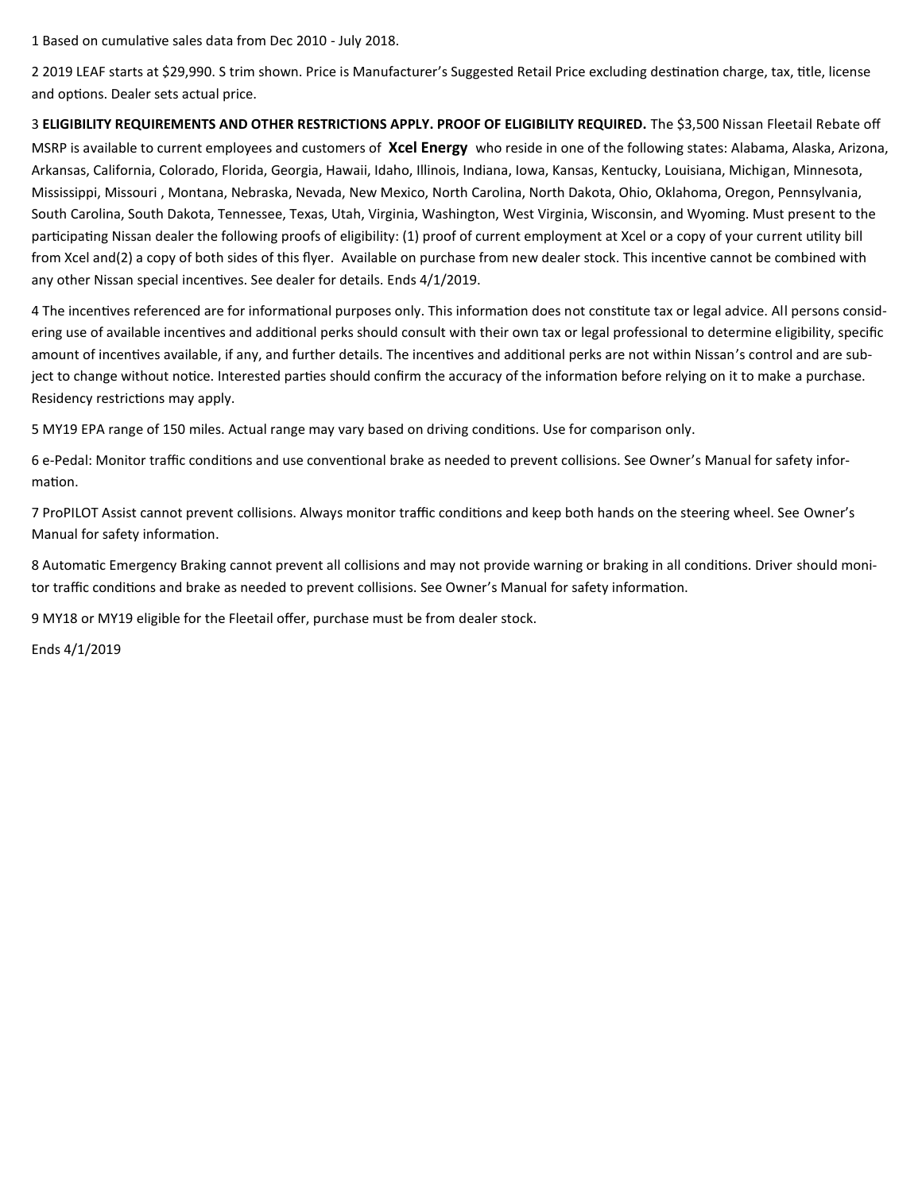1 Based on cumulative sales data from Dec 2010 - July 2018.

2 2019 LEAF starts at $29,990. S trim shown. Price is Manufacturer's Suggested Retail Price excluding destination charge, tax, title, license and options. Dealer sets actual price.

3 **ELIGIBILITY REQUIREMENTS AND OTHER RESTRICTIONS APPLY. PROOF OF ELIGIBILITY REQUIRED.** The $3,500 Nissan Fleetail Rebate off MSRP is available to current employees and customers of **Xcel Energy** who reside in one of the following states: Alabama, Alaska, Arizona, Arkansas, California, Colorado, Florida, Georgia, Hawaii, Idaho, Illinois, Indiana, Iowa, Kansas, Kentucky, Louisiana, Michigan, Minnesota, Mississippi, Missouri , Montana, Nebraska, Nevada, New Mexico, North Carolina, North Dakota, Ohio, Oklahoma, Oregon, Pennsylvania, South Carolina, South Dakota, Tennessee, Texas, Utah, Virginia, Washington, West Virginia, Wisconsin, and Wyoming. Must present to the participating Nissan dealer the following proofs of eligibility: (1) proof of current employment at Xcel or a copy of your current utility bill from Xcel and(2) a copy of both sides of this flyer. Available on purchase from new dealer stock. This incentive cannot be combined with any other Nissan special incentives. See dealer for details. Ends 4/1/2019.

4 The incentives referenced are for informational purposes only. This information does not constitute tax or legal advice. All persons considering use of available incentives and additional perks should consult with their own tax or legal professional to determine eligibility, specific amount of incentives available, if any, and further details. The incentives and additional perks are not within Nissan's control and are subject to change without notice. Interested parties should confirm the accuracy of the information before relying on it to make a purchase. Residency restrictions may apply.

5 MY19 EPA range of 150 miles. Actual range may vary based on driving conditions. Use for comparison only.

6 e-Pedal: Monitor traffic conditions and use conventional brake as needed to prevent collisions. See Owner's Manual for safety information.

7 ProPILOT Assist cannot prevent collisions. Always monitor traffic conditions and keep both hands on the steering wheel. See Owner's Manual for safety information.

8 Automatic Emergency Braking cannot prevent all collisions and may not provide warning or braking in all conditions. Driver should monitor traffic conditions and brake as needed to prevent collisions. See Owner's Manual for safety information.

9 MY18 or MY19 eligible for the Fleetail offer, purchase must be from dealer stock.

Ends 4/1/2019